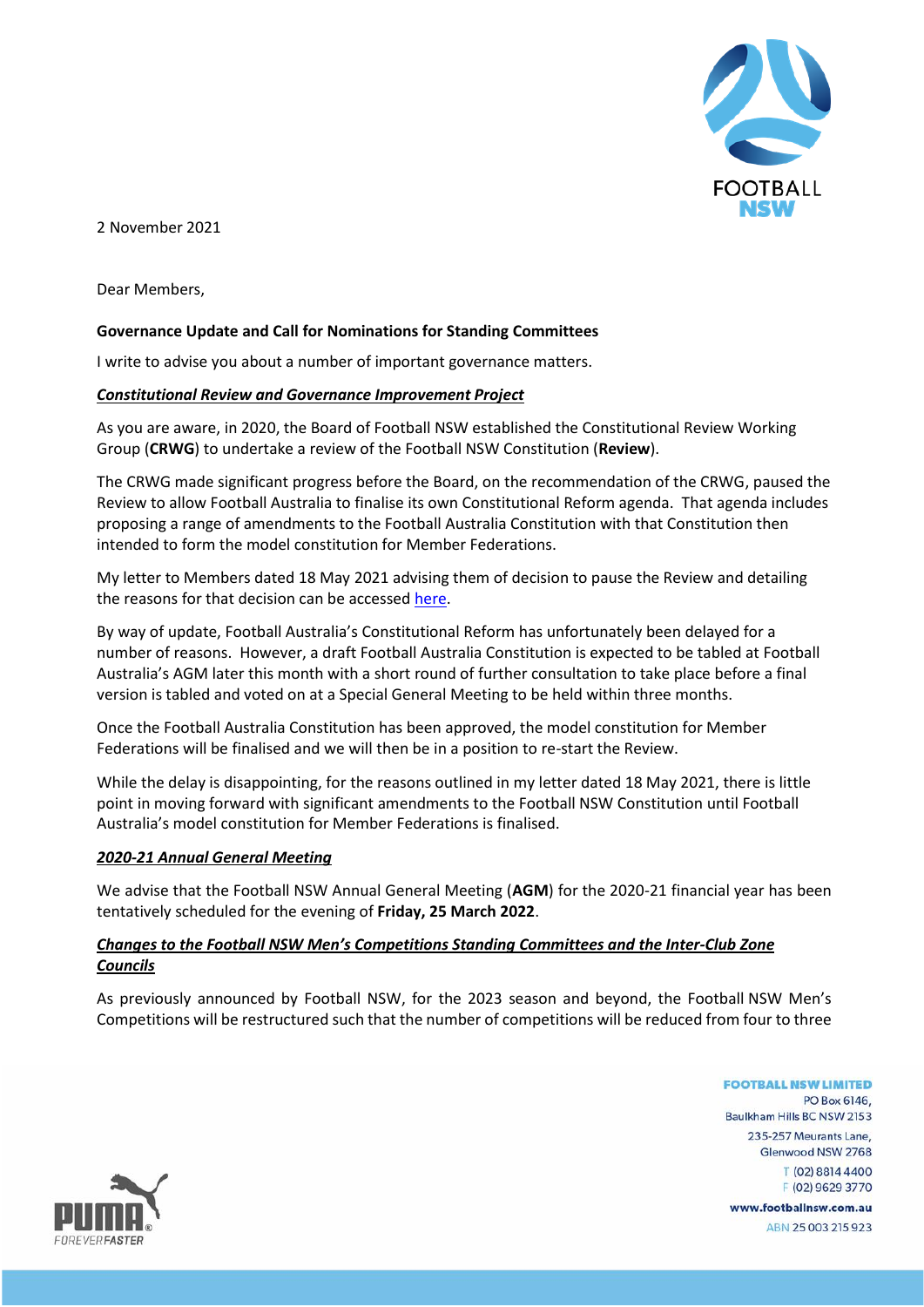2 November 2021

Dear Members,

**Governance Update and Call for Nominations for Standing Committees**

I write to advise you about a number of important governance matters.

***Constitutional Review and Governance Improvement Project***

As you are aware, in 2020, the Board of Football NSW established the Constitutional Review Working Group (**CRWG**) to undertake a review of the Football NSW Constitution (**Review**).

The CRWG made significant progress before the Board, on the recommendation of the CRWG, paused the Review to allow Football Australia to finalise its own Constitutional Reform agenda. That agenda includes proposing a range of amendments to the Football Australia Constitution with that Constitution then intended to form the model constitution for Member Federations.

My letter to Members dated 18 May 2021 advising them of decision to pause the Review and detailing the reasons for that decision can be accessed here.

By way of update, Football Australia's Constitutional Reform has unfortunately been delayed for a number of reasons. However, a draft Football Australia Constitution is expected to be tabled at Football Australia's AGM later this month with a short round of further consultation to take place before a final version is tabled and voted on at a Special General Meeting to be held within three months.

Once the Football Australia Constitution has been approved, the model constitution for Member Federations will be finalised and we will then be in a position to re-start the Review.

While the delay is disappointing, for the reasons outlined in my letter dated 18 May 2021, there is little point in moving forward with significant amendments to the Football NSW Constitution until Football Australia's model constitution for Member Federations is finalised.

***2020-21 Annual General Meeting***

We advise that the Football NSW Annual General Meeting (**AGM**) for the 2020-21 financial year has been tentatively scheduled for the evening of **Friday, 25 March 2022**.

***Changes to the Football NSW Men's Competitions Standing Committees and the Inter-Club Zone Councils***

As previously announced by Football NSW, for the 2023 season and beyond, the Football NSW Men's Competitions will be restructured such that the number of competitions will be reduced from four to three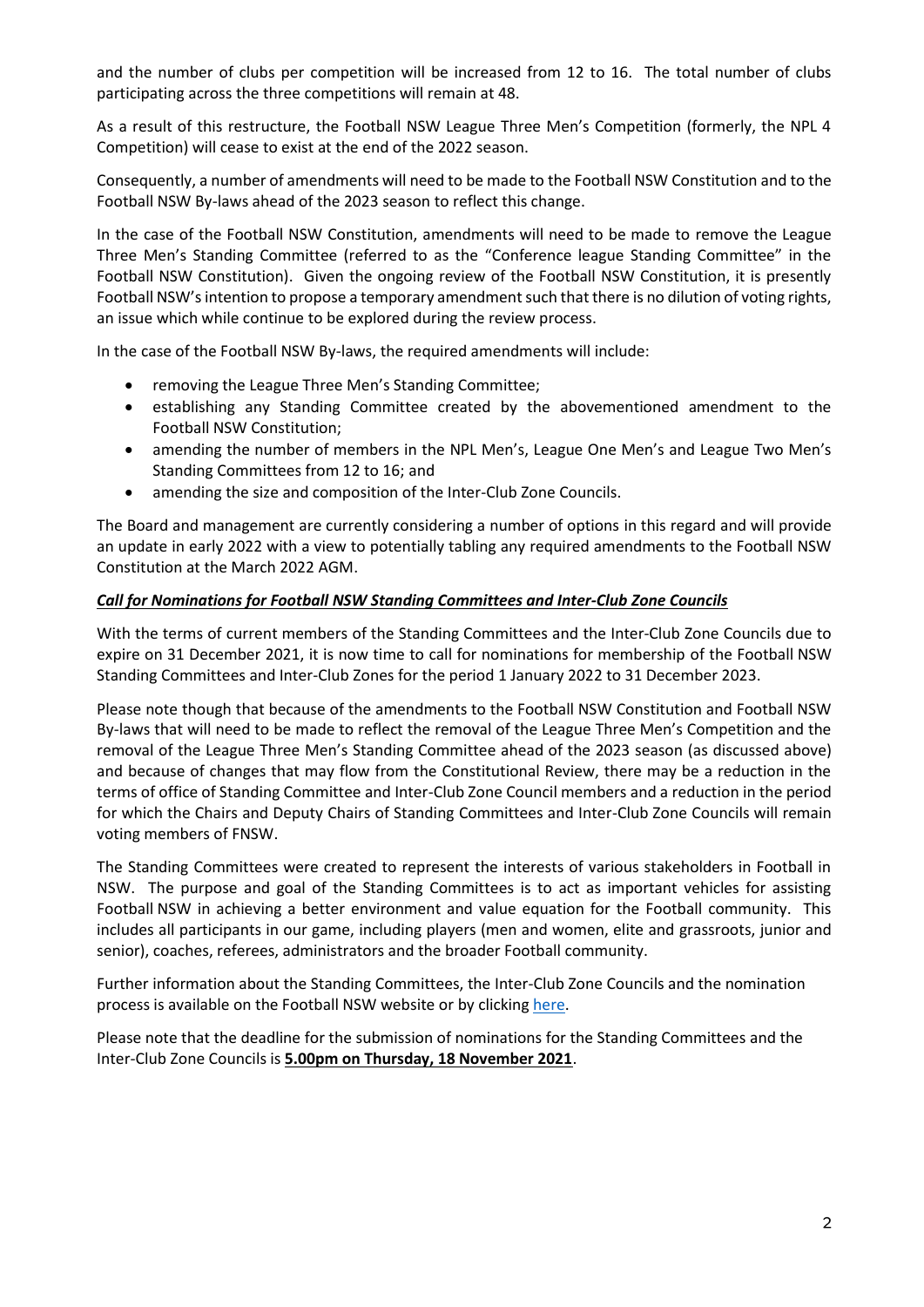and the number of clubs per competition will be increased from 12 to 16. The total number of clubs participating across the three competitions will remain at 48.

As a result of this restructure, the Football NSW League Three Men's Competition (formerly, the NPL 4 Competition) will cease to exist at the end of the 2022 season.

Consequently, a number of amendments will need to be made to the Football NSW Constitution and to the Football NSW By-laws ahead of the 2023 season to reflect this change.

In the case of the Football NSW Constitution, amendments will need to be made to remove the League Three Men's Standing Committee (referred to as the "Conference league Standing Committee" in the Football NSW Constitution). Given the ongoing review of the Football NSW Constitution, it is presently Football NSW's intention to propose a temporary amendment such that there is no dilution of voting rights, an issue which while continue to be explored during the review process.

In the case of the Football NSW By-laws, the required amendments will include:

- removing the League Three Men's Standing Committee;
- establishing any Standing Committee created by the abovementioned amendment to the Football NSW Constitution;
- amending the number of members in the NPL Men's, League One Men's and League Two Men's Standing Committees from 12 to 16; and
- amending the size and composition of the Inter-Club Zone Councils.

The Board and management are currently considering a number of options in this regard and will provide an update in early 2022 with a view to potentially tabling any required amendments to the Football NSW Constitution at the March 2022 AGM.

***Call for Nominations for Football NSW Standing Committees and Inter-Club Zone Councils***

With the terms of current members of the Standing Committees and the Inter-Club Zone Councils due to expire on 31 December 2021, it is now time to call for nominations for membership of the Football NSW Standing Committees and Inter-Club Zones for the period 1 January 2022 to 31 December 2023.

Please note though that because of the amendments to the Football NSW Constitution and Football NSW By-laws that will need to be made to reflect the removal of the League Three Men's Competition and the removal of the League Three Men's Standing Committee ahead of the 2023 season (as discussed above) and because of changes that may flow from the Constitutional Review, there may be a reduction in the terms of office of Standing Committee and Inter-Club Zone Council members and a reduction in the period for which the Chairs and Deputy Chairs of Standing Committees and Inter-Club Zone Councils will remain voting members of FNSW.

The Standing Committees were created to represent the interests of various stakeholders in Football in NSW. The purpose and goal of the Standing Committees is to act as important vehicles for assisting Football NSW in achieving a better environment and value equation for the Football community. This includes all participants in our game, including players (men and women, elite and grassroots, junior and senior), coaches, referees, administrators and the broader Football community.

Further information about the Standing Committees, the Inter-Club Zone Councils and the nomination process is available on the Football NSW website or by clicking here.

Please note that the deadline for the submission of nominations for the Standing Committees and the Inter-Club Zone Councils is **5.00pm on Thursday, 18 November 2021**.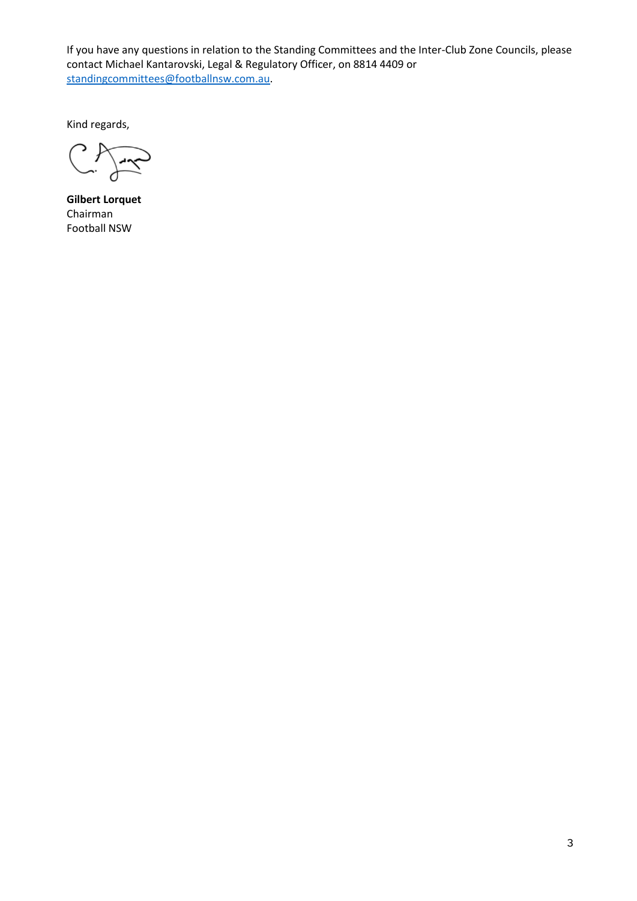If you have any questions in relation to the Standing Committees and the Inter-Club Zone Councils, please contact Michael Kantarovski, Legal & Regulatory Officer, on 8814 4409 or standingcommittees@footballnsw.com.au.

Kind regards,

**Gilbert Lorquet**
Chairman
Football NSW